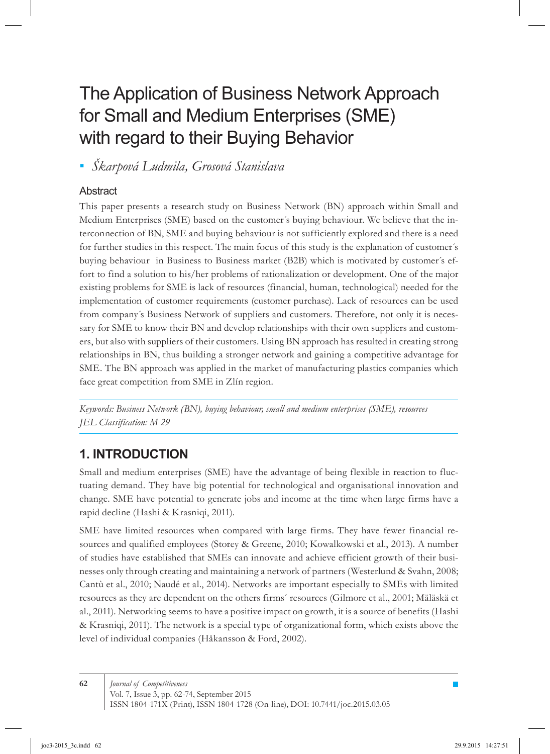# The Application of Business Network Approach for Small and Medium Enterprises (SME) with regard to their Buying Behavior

*Škarpová Ludmila, Grosová Stanislava*

## Abstract

This paper presents a research study on Business Network (BN) approach within Small and Medium Enterprises (SME) based on the customer´s buying behaviour. We believe that the interconnection of BN, SME and buying behaviour is not sufficiently explored and there is a need for further studies in this respect. The main focus of this study is the explanation of customer´s buying behaviour in Business to Business market (B2B) which is motivated by customer´s effort to find a solution to his/her problems of rationalization or development. One of the major existing problems for SME is lack of resources (financial, human, technological) needed for the implementation of customer requirements (customer purchase). Lack of resources can be used from company´s Business Network of suppliers and customers. Therefore, not only it is necessary for SME to know their BN and develop relationships with their own suppliers and customers, but also with suppliers of their customers. Using BN approach has resulted in creating strong relationships in BN, thus building a stronger network and gaining a competitive advantage for SME. The BN approach was applied in the market of manufacturing plastics companies which face great competition from SME in Zlín region.

*Keywords: Business Network (BN), buying behaviour, small and medium enterprises (SME), resources*
*JEL Classification: M 29*

## 1. INTRODUCTION

Small and medium enterprises (SME) have the advantage of being flexible in reaction to fluctuating demand. They have big potential for technological and organisational innovation and change. SME have potential to generate jobs and income at the time when large firms have a rapid decline (Hashi & Krasniqi, 2011).

SME have limited resources when compared with large firms. They have fewer financial resources and qualified employees (Storey & Greene, 2010; Kowalkowski et al., 2013). A number of studies have established that SMEs can innovate and achieve efficient growth of their businesses only through creating and maintaining a network of partners (Westerlund & Svahn, 2008; Cantù et al., 2010; Naudé et al., 2014). Networks are important especially to SMEs with limited resources as they are dependent on the others firms´ resources (Gilmore et al., 2001; Mäläskä et al., 2011). Networking seems to have a positive impact on growth, it is a source of benefits (Hashi & Krasniqi, 2011). The network is a special type of organizational form, which exists above the level of individual companies (Håkansson & Ford, 2002).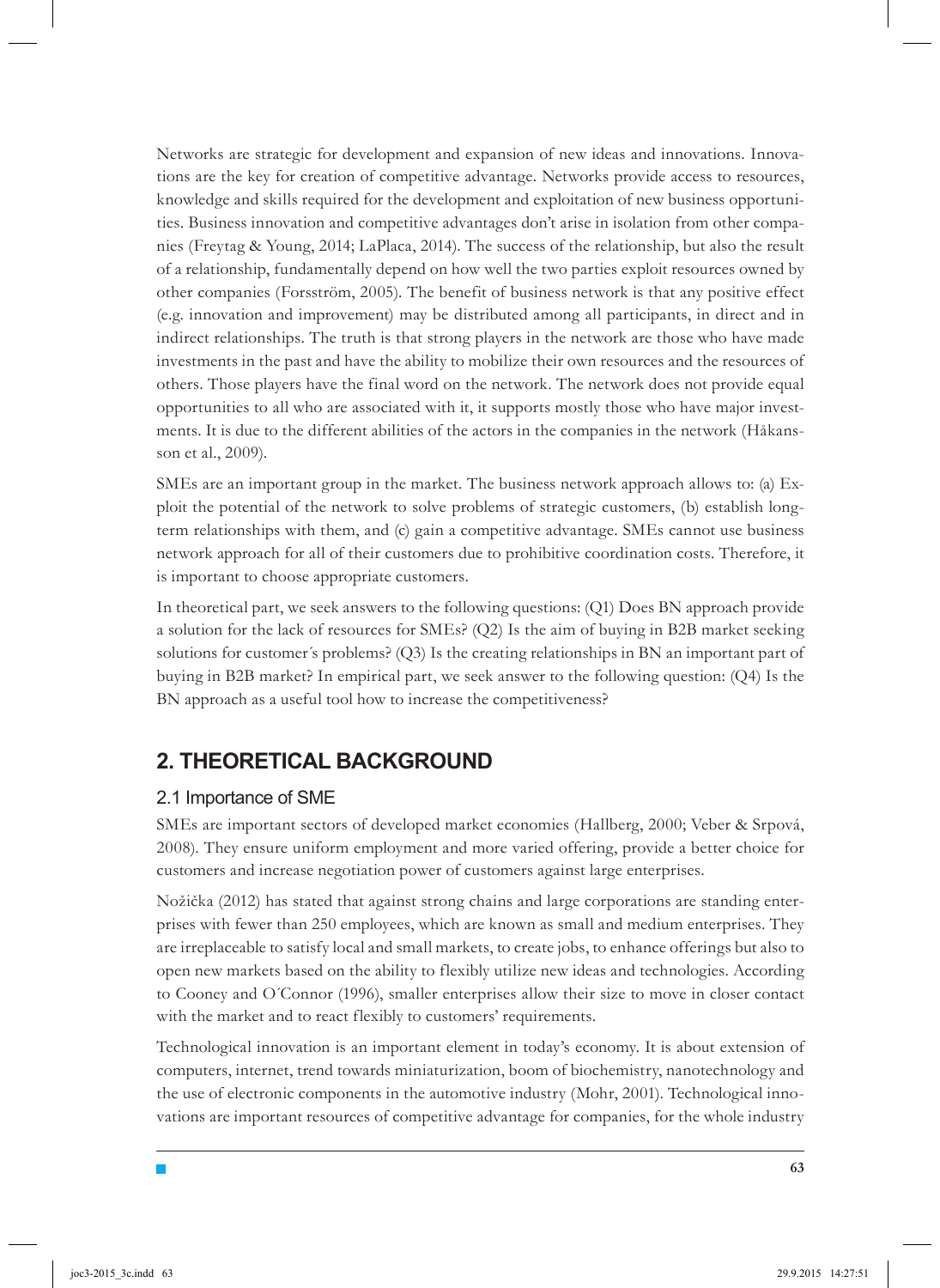Networks are strategic for development and expansion of new ideas and innovations. Innovations are the key for creation of competitive advantage. Networks provide access to resources, knowledge and skills required for the development and exploitation of new business opportunities. Business innovation and competitive advantages don't arise in isolation from other companies (Freytag & Young, 2014; LaPlaca, 2014). The success of the relationship, but also the result of a relationship, fundamentally depend on how well the two parties exploit resources owned by other companies (Forsström, 2005). The benefit of business network is that any positive effect (e.g. innovation and improvement) may be distributed among all participants, in direct and in indirect relationships. The truth is that strong players in the network are those who have made investments in the past and have the ability to mobilize their own resources and the resources of others. Those players have the final word on the network. The network does not provide equal opportunities to all who are associated with it, it supports mostly those who have major investments. It is due to the different abilities of the actors in the companies in the network (Håkansson et al., 2009).

SMEs are an important group in the market. The business network approach allows to: (a) Exploit the potential of the network to solve problems of strategic customers, (b) establish long-term relationships with them, and (c) gain a competitive advantage. SMEs cannot use business network approach for all of their customers due to prohibitive coordination costs. Therefore, it is important to choose appropriate customers.

In theoretical part, we seek answers to the following questions: (Q1) Does BN approach provide a solution for the lack of resources for SMEs? (Q2) Is the aim of buying in B2B market seeking solutions for customer´s problems? (Q3) Is the creating relationships in BN an important part of buying in B2B market? In empirical part, we seek answer to the following question: (Q4) Is the BN approach as a useful tool how to increase the competitiveness?

## 2. THEORETICAL BACKGROUND

### 2.1 Importance of SME

SMEs are important sectors of developed market economies (Hallberg, 2000; Veber & Srpová, 2008). They ensure uniform employment and more varied offering, provide a better choice for customers and increase negotiation power of customers against large enterprises.

Nožička (2012) has stated that against strong chains and large corporations are standing enterprises with fewer than 250 employees, which are known as small and medium enterprises. They are irreplaceable to satisfy local and small markets, to create jobs, to enhance offerings but also to open new markets based on the ability to flexibly utilize new ideas and technologies. According to Cooney and O´Connor (1996), smaller enterprises allow their size to move in closer contact with the market and to react flexibly to customers' requirements.

Technological innovation is an important element in today's economy. It is about extension of computers, internet, trend towards miniaturization, boom of biochemistry, nanotechnology and the use of electronic components in the automotive industry (Mohr, 2001). Technological innovations are important resources of competitive advantage for companies, for the whole industry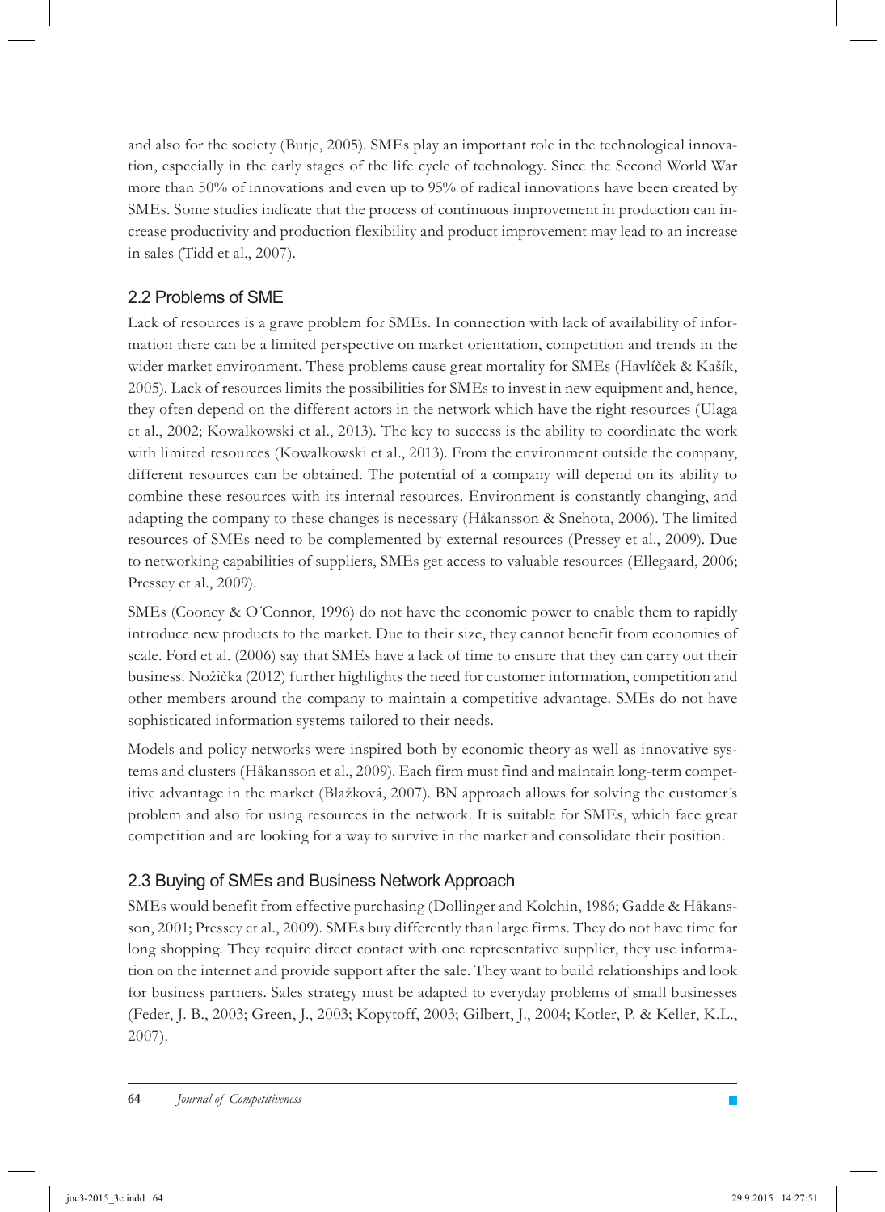and also for the society (Butje, 2005). SMEs play an important role in the technological innovation, especially in the early stages of the life cycle of technology. Since the Second World War more than 50% of innovations and even up to 95% of radical innovations have been created by SMEs. Some studies indicate that the process of continuous improvement in production can increase productivity and production flexibility and product improvement may lead to an increase in sales (Tidd et al., 2007).

## 2.2 Problems of SME

Lack of resources is a grave problem for SMEs. In connection with lack of availability of information there can be a limited perspective on market orientation, competition and trends in the wider market environment. These problems cause great mortality for SMEs (Havlíček & Kašík, 2005). Lack of resources limits the possibilities for SMEs to invest in new equipment and, hence, they often depend on the different actors in the network which have the right resources (Ulaga et al., 2002; Kowalkowski et al., 2013). The key to success is the ability to coordinate the work with limited resources (Kowalkowski et al., 2013). From the environment outside the company, different resources can be obtained. The potential of a company will depend on its ability to combine these resources with its internal resources. Environment is constantly changing, and adapting the company to these changes is necessary (Håkansson & Snehota, 2006). The limited resources of SMEs need to be complemented by external resources (Pressey et al., 2009). Due to networking capabilities of suppliers, SMEs get access to valuable resources (Ellegaard, 2006; Pressey et al., 2009).

SMEs (Cooney & O´Connor, 1996) do not have the economic power to enable them to rapidly introduce new products to the market. Due to their size, they cannot benefit from economies of scale. Ford et al. (2006) say that SMEs have a lack of time to ensure that they can carry out their business. Nožička (2012) further highlights the need for customer information, competition and other members around the company to maintain a competitive advantage. SMEs do not have sophisticated information systems tailored to their needs.

Models and policy networks were inspired both by economic theory as well as innovative systems and clusters (Håkansson et al., 2009). Each firm must find and maintain long-term competitive advantage in the market (Blažková, 2007). BN approach allows for solving the customer´s problem and also for using resources in the network. It is suitable for SMEs, which face great competition and are looking for a way to survive in the market and consolidate their position.

## 2.3 Buying of SMEs and Business Network Approach

SMEs would benefit from effective purchasing (Dollinger and Kolchin, 1986; Gadde & Håkansson, 2001; Pressey et al., 2009). SMEs buy differently than large firms. They do not have time for long shopping. They require direct contact with one representative supplier, they use information on the internet and provide support after the sale. They want to build relationships and look for business partners. Sales strategy must be adapted to everyday problems of small businesses (Feder, J. B., 2003; Green, J., 2003; Kopytoff, 2003; Gilbert, J., 2004; Kotler, P. & Keller, K.L., 2007).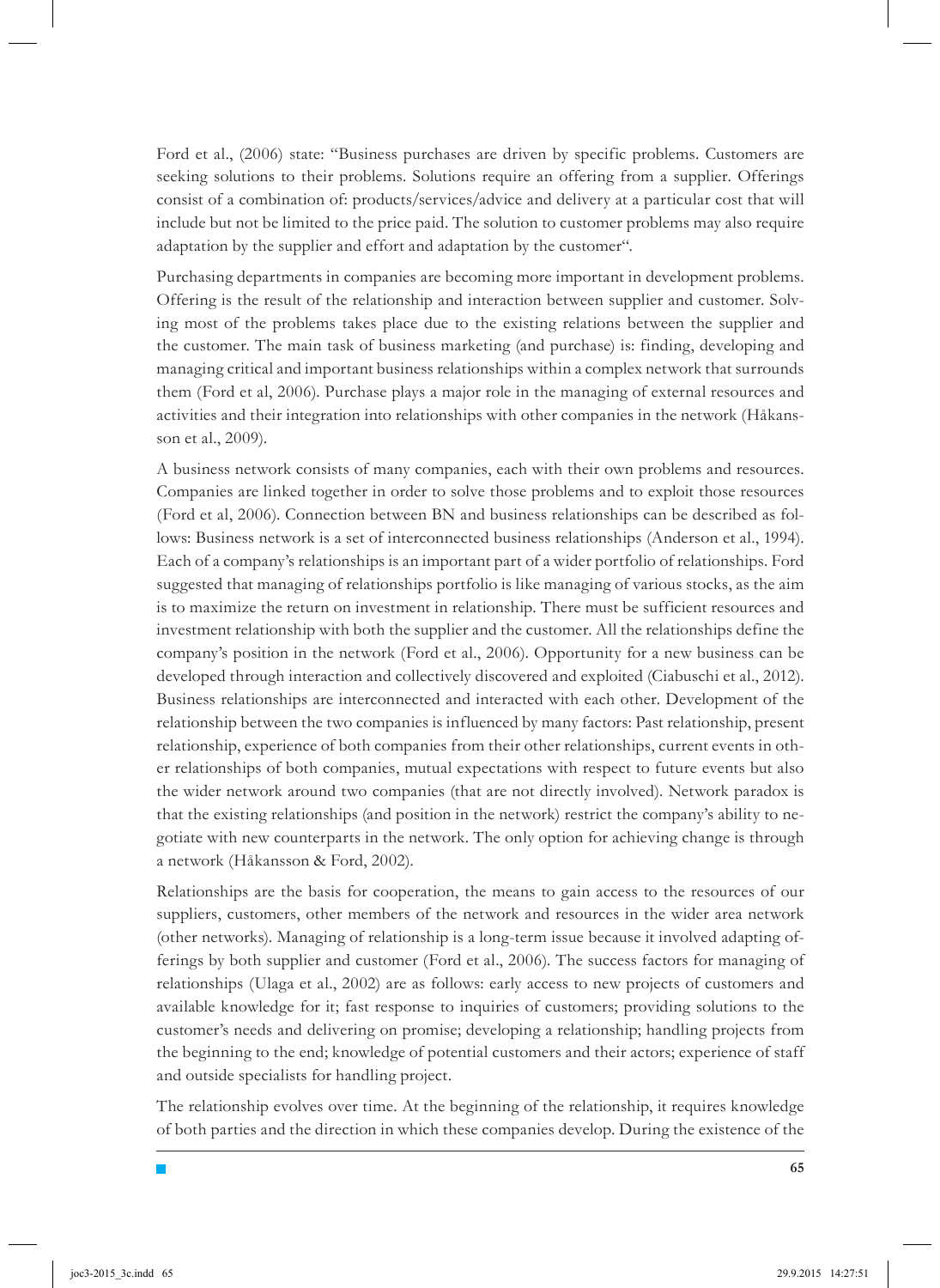Ford et al., (2006) state: "Business purchases are driven by specific problems. Customers are seeking solutions to their problems. Solutions require an offering from a supplier. Offerings consist of a combination of: products/services/advice and delivery at a particular cost that will include but not be limited to the price paid. The solution to customer problems may also require adaptation by the supplier and effort and adaptation by the customer".

Purchasing departments in companies are becoming more important in development problems. Offering is the result of the relationship and interaction between supplier and customer. Solving most of the problems takes place due to the existing relations between the supplier and the customer. The main task of business marketing (and purchase) is: finding, developing and managing critical and important business relationships within a complex network that surrounds them (Ford et al, 2006). Purchase plays a major role in the managing of external resources and activities and their integration into relationships with other companies in the network (Håkansson et al., 2009).

A business network consists of many companies, each with their own problems and resources. Companies are linked together in order to solve those problems and to exploit those resources (Ford et al, 2006). Connection between BN and business relationships can be described as follows: Business network is a set of interconnected business relationships (Anderson et al., 1994). Each of a company's relationships is an important part of a wider portfolio of relationships. Ford suggested that managing of relationships portfolio is like managing of various stocks, as the aim is to maximize the return on investment in relationship. There must be sufficient resources and investment relationship with both the supplier and the customer. All the relationships define the company's position in the network (Ford et al., 2006). Opportunity for a new business can be developed through interaction and collectively discovered and exploited (Ciabuschi et al., 2012). Business relationships are interconnected and interacted with each other. Development of the relationship between the two companies is influenced by many factors: Past relationship, present relationship, experience of both companies from their other relationships, current events in other relationships of both companies, mutual expectations with respect to future events but also the wider network around two companies (that are not directly involved). Network paradox is that the existing relationships (and position in the network) restrict the company's ability to negotiate with new counterparts in the network. The only option for achieving change is through a network (Håkansson & Ford, 2002).

Relationships are the basis for cooperation, the means to gain access to the resources of our suppliers, customers, other members of the network and resources in the wider area network (other networks). Managing of relationship is a long-term issue because it involved adapting offerings by both supplier and customer (Ford et al., 2006). The success factors for managing of relationships (Ulaga et al., 2002) are as follows: early access to new projects of customers and available knowledge for it; fast response to inquiries of customers; providing solutions to the customer's needs and delivering on promise; developing a relationship; handling projects from the beginning to the end; knowledge of potential customers and their actors; experience of staff and outside specialists for handling project.

The relationship evolves over time. At the beginning of the relationship, it requires knowledge of both parties and the direction in which these companies develop. During the existence of the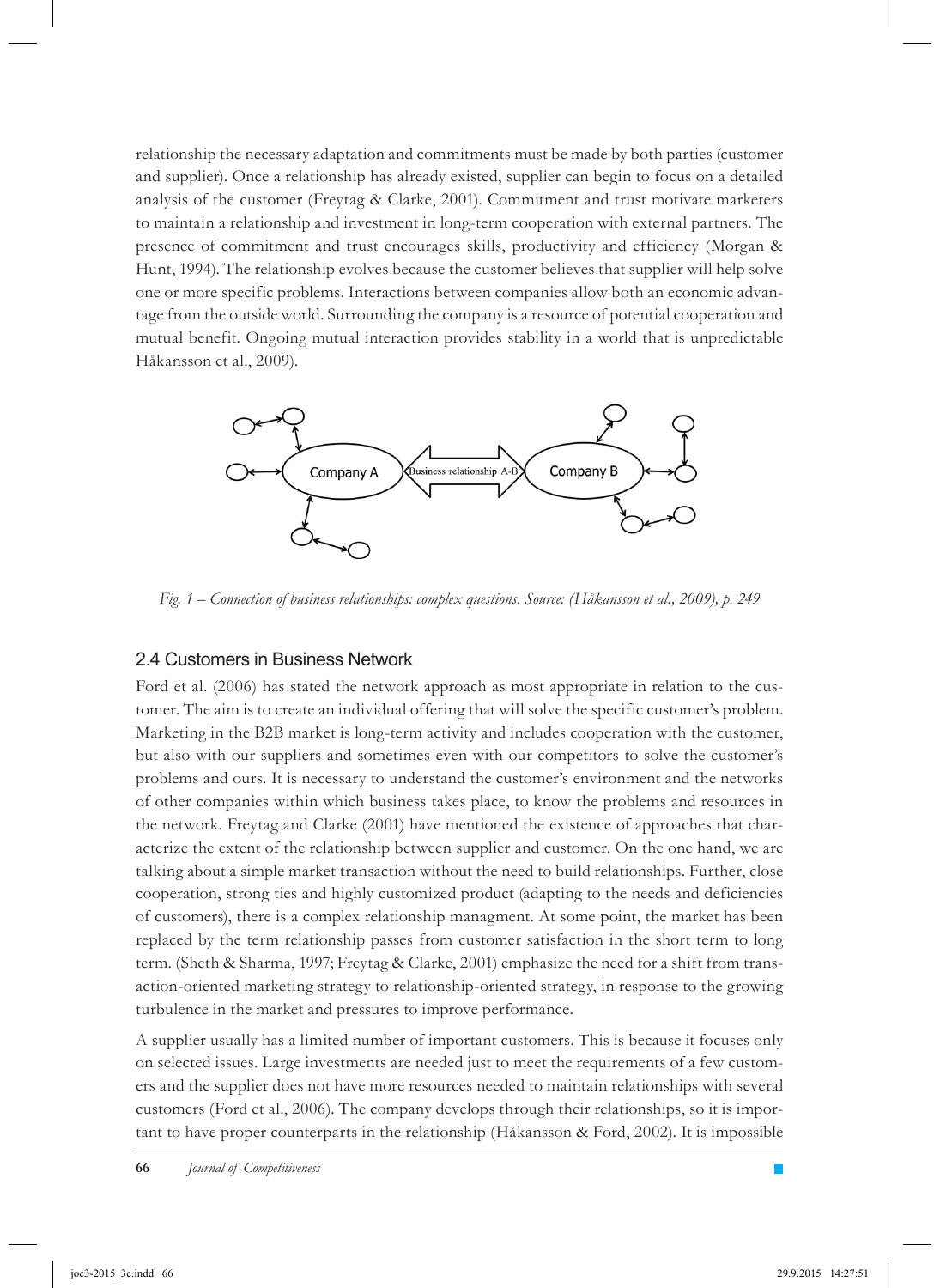relationship the necessary adaptation and commitments must be made by both parties (customer and supplier). Once a relationship has already existed, supplier can begin to focus on a detailed analysis of the customer (Freytag & Clarke, 2001). Commitment and trust motivate marketers to maintain a relationship and investment in long-term cooperation with external partners. The presence of commitment and trust encourages skills, productivity and efficiency (Morgan & Hunt, 1994). The relationship evolves because the customer believes that supplier will help solve one or more specific problems. Interactions between companies allow both an economic advantage from the outside world. Surrounding the company is a resource of potential cooperation and mutual benefit. Ongoing mutual interaction provides stability in a world that is unpredictable Håkansson et al., 2009).

*Fig. 1 – Connection of business relationships: complex questions. Source: (Håkansson et al., 2009), p. 249*

## 2.4 Customers in Business Network

Ford et al. (2006) has stated the network approach as most appropriate in relation to the customer. The aim is to create an individual offering that will solve the specific customer's problem. Marketing in the B2B market is long-term activity and includes cooperation with the customer, but also with our suppliers and sometimes even with our competitors to solve the customer's problems and ours. It is necessary to understand the customer's environment and the networks of other companies within which business takes place, to know the problems and resources in the network. Freytag and Clarke (2001) have mentioned the existence of approaches that characterize the extent of the relationship between supplier and customer. On the one hand, we are talking about a simple market transaction without the need to build relationships. Further, close cooperation, strong ties and highly customized product (adapting to the needs and deficiencies of customers), there is a complex relationship managment. At some point, the market has been replaced by the term relationship passes from customer satisfaction in the short term to long term. (Sheth & Sharma, 1997; Freytag & Clarke, 2001) emphasize the need for a shift from transaction-oriented marketing strategy to relationship-oriented strategy, in response to the growing turbulence in the market and pressures to improve performance.

A supplier usually has a limited number of important customers. This is because it focuses only on selected issues. Large investments are needed just to meet the requirements of a few customers and the supplier does not have more resources needed to maintain relationships with several customers (Ford et al., 2006). The company develops through their relationships, so it is important to have proper counterparts in the relationship (Håkansson & Ford, 2002). It is impossible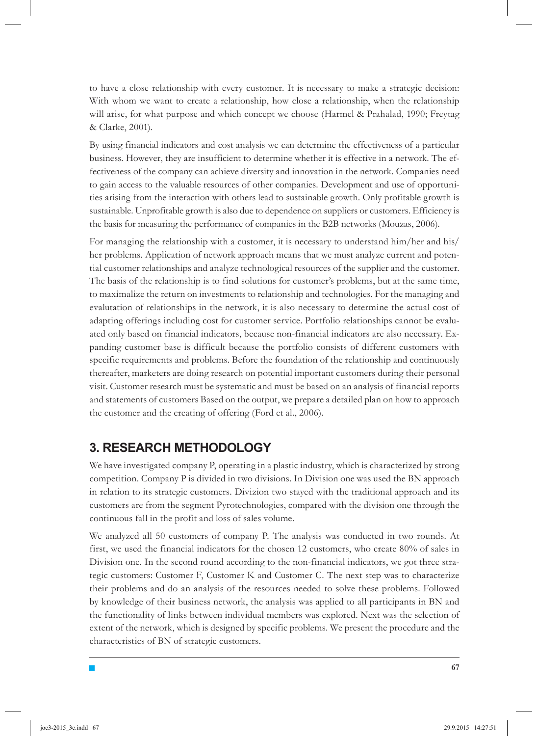to have a close relationship with every customer. It is necessary to make a strategic decision: With whom we want to create a relationship, how close a relationship, when the relationship will arise, for what purpose and which concept we choose (Harmel & Prahalad, 1990; Freytag & Clarke, 2001).

By using financial indicators and cost analysis we can determine the effectiveness of a particular business. However, they are insufficient to determine whether it is effective in a network. The effectiveness of the company can achieve diversity and innovation in the network. Companies need to gain access to the valuable resources of other companies. Development and use of opportunities arising from the interaction with others lead to sustainable growth. Only profitable growth is sustainable. Unprofitable growth is also due to dependence on suppliers or customers. Efficiency is the basis for measuring the performance of companies in the B2B networks (Mouzas, 2006).

For managing the relationship with a customer, it is necessary to understand him/her and his/her problems. Application of network approach means that we must analyze current and potential customer relationships and analyze technological resources of the supplier and the customer. The basis of the relationship is to find solutions for customer's problems, but at the same time, to maximalize the return on investments to relationship and technologies. For the managing and evalutation of relationships in the network, it is also necessary to determine the actual cost of adapting offerings including cost for customer service. Portfolio relationships cannot be evaluated only based on financial indicators, because non-financial indicators are also necessary. Expanding customer base is difficult because the portfolio consists of different customers with specific requirements and problems. Before the foundation of the relationship and continuously thereafter, marketers are doing research on potential important customers during their personal visit. Customer research must be systematic and must be based on an analysis of financial reports and statements of customers Based on the output, we prepare a detailed plan on how to approach the customer and the creating of offering (Ford et al., 2006).

## 3. RESEARCH METHODOLOGY

We have investigated company P, operating in a plastic industry, which is characterized by strong competition. Company P is divided in two divisions. In Division one was used the BN approach in relation to its strategic customers. Divizion two stayed with the traditional approach and its customers are from the segment Pyrotechnologies, compared with the division one through the continuous fall in the profit and loss of sales volume.

We analyzed all 50 customers of company P. The analysis was conducted in two rounds. At first, we used the financial indicators for the chosen 12 customers, who create 80% of sales in Division one. In the second round according to the non-financial indicators, we got three strategic customers: Customer F, Customer K and Customer C. The next step was to characterize their problems and do an analysis of the resources needed to solve these problems. Followed by knowledge of their business network, the analysis was applied to all participants in BN and the functionality of links between individual members was explored. Next was the selection of extent of the network, which is designed by specific problems. We present the procedure and the characteristics of BN of strategic customers.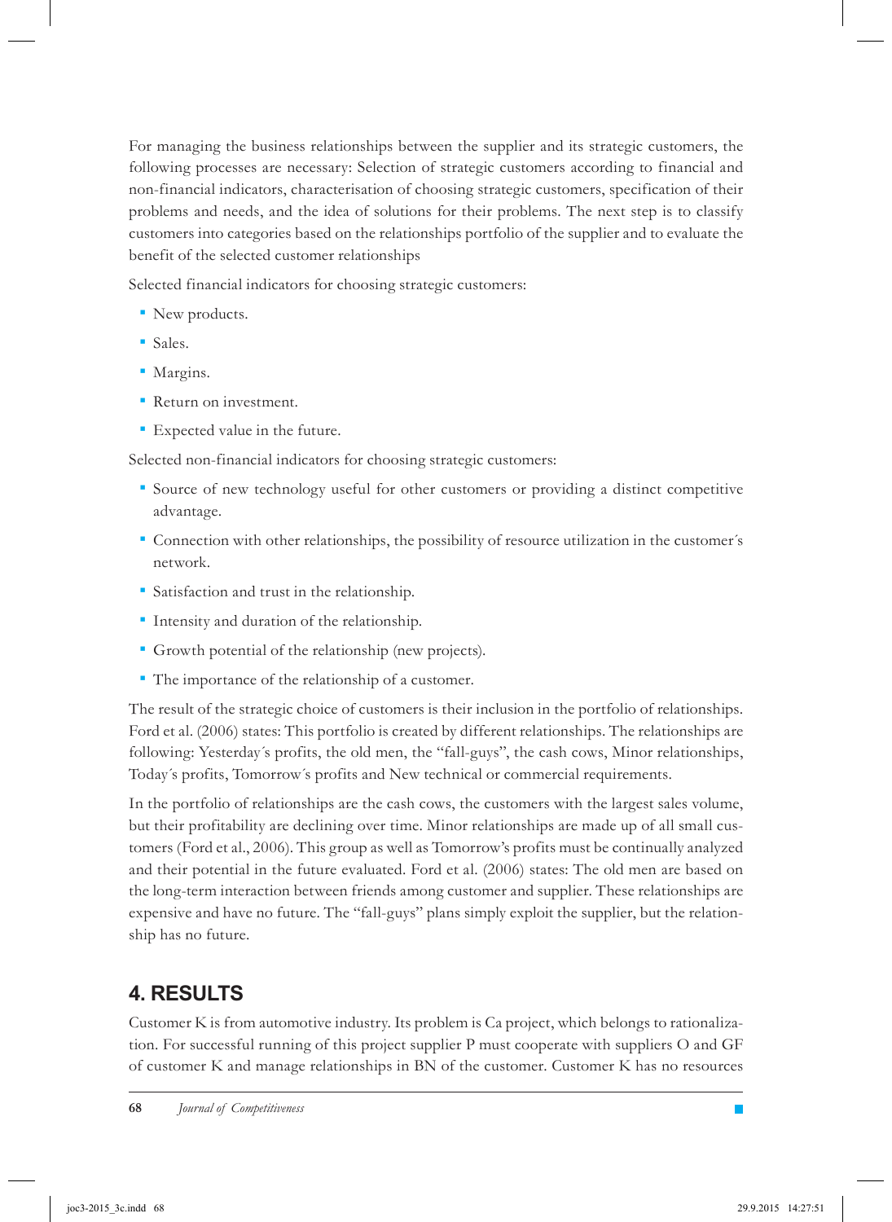For managing the business relationships between the supplier and its strategic customers, the following processes are necessary: Selection of strategic customers according to financial and non-financial indicators, characterisation of choosing strategic customers, specification of their problems and needs, and the idea of solutions for their problems. The next step is to classify customers into categories based on the relationships portfolio of the supplier and to evaluate the benefit of the selected customer relationships

Selected financial indicators for choosing strategic customers:

- New products.
- Sales.
- Margins.
- Return on investment.
- Expected value in the future.

Selected non-financial indicators for choosing strategic customers:

- Source of new technology useful for other customers or providing a distinct competitive advantage.
- Connection with other relationships, the possibility of resource utilization in the customer´s network.
- Satisfaction and trust in the relationship.
- Intensity and duration of the relationship.
- Growth potential of the relationship (new projects).
- The importance of the relationship of a customer.

The result of the strategic choice of customers is their inclusion in the portfolio of relationships. Ford et al. (2006) states: This portfolio is created by different relationships. The relationships are following: Yesterday´s profits, the old men, the "fall-guys", the cash cows, Minor relationships, Today´s profits, Tomorrow´s profits and New technical or commercial requirements.

In the portfolio of relationships are the cash cows, the customers with the largest sales volume, but their profitability are declining over time. Minor relationships are made up of all small customers (Ford et al., 2006). This group as well as Tomorrow's profits must be continually analyzed and their potential in the future evaluated. Ford et al. (2006) states: The old men are based on the long-term interaction between friends among customer and supplier. These relationships are expensive and have no future. The "fall-guys" plans simply exploit the supplier, but the relationship has no future.

## 4. RESULTS

Customer K is from automotive industry. Its problem is Ca project, which belongs to rationalization. For successful running of this project supplier P must cooperate with suppliers O and GF of customer K and manage relationships in BN of the customer. Customer K has no resources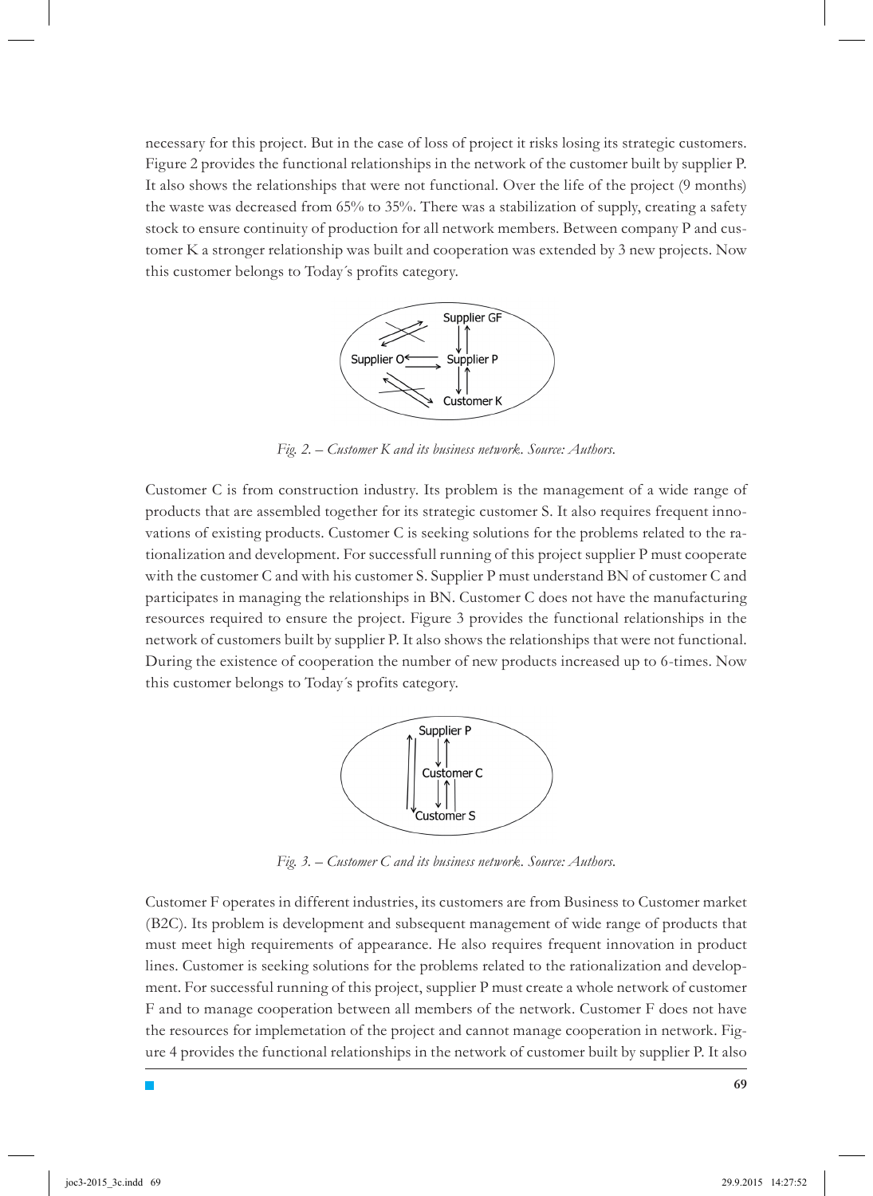necessary for this project. But in the case of loss of project it risks losing its strategic customers. Figure 2 provides the functional relationships in the network of the customer built by supplier P. It also shows the relationships that were not functional. Over the life of the project (9 months) the waste was decreased from 65% to 35%. There was a stabilization of supply, creating a safety stock to ensure continuity of production for all network members. Between company P and customer K a stronger relationship was built and cooperation was extended by 3 new projects. Now this customer belongs to Today´s profits category.

*Fig. 2. – Customer K and its business network. Source: Authors.*

Customer C is from construction industry. Its problem is the management of a wide range of products that are assembled together for its strategic customer S. It also requires frequent innovations of existing products. Customer C is seeking solutions for the problems related to the rationalization and development. For successfull running of this project supplier P must cooperate with the customer C and with his customer S. Supplier P must understand BN of customer C and participates in managing the relationships in BN. Customer C does not have the manufacturing resources required to ensure the project. Figure 3 provides the functional relationships in the network of customers built by supplier P. It also shows the relationships that were not functional. During the existence of cooperation the number of new products increased up to 6-times. Now this customer belongs to Today´s profits category.

*Fig. 3. – Customer C and its business network. Source: Authors.*

Customer F operates in different industries, its customers are from Business to Customer market (B2C). Its problem is development and subsequent management of wide range of products that must meet high requirements of appearance. He also requires frequent innovation in product lines. Customer is seeking solutions for the problems related to the rationalization and development. For successful running of this project, supplier P must create a whole network of customer F and to manage cooperation between all members of the network. Customer F does not have the resources for implemetation of the project and cannot manage cooperation in network. Figure 4 provides the functional relationships in the network of customer built by supplier P. It also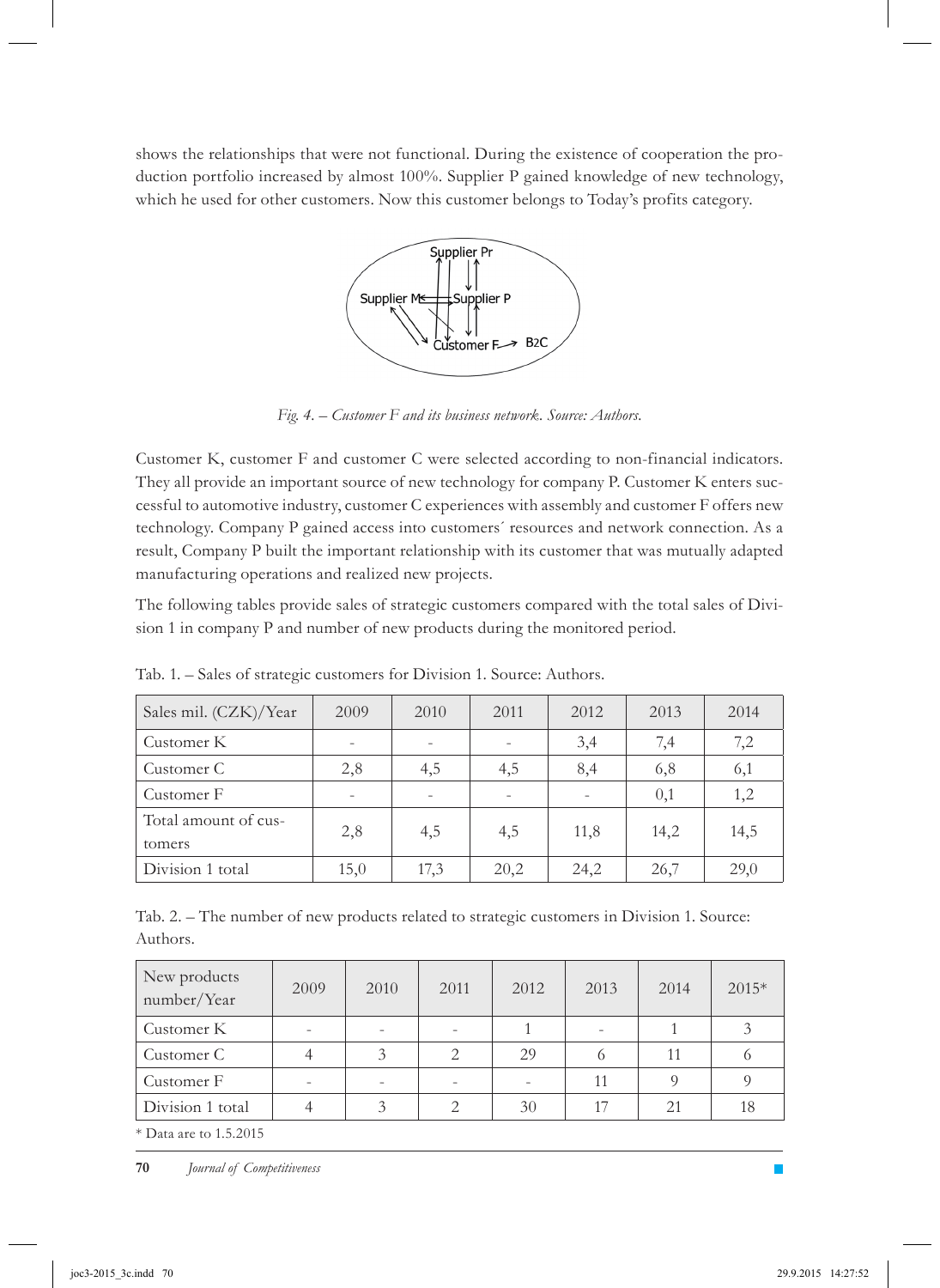shows the relationships that were not functional. During the existence of cooperation the production portfolio increased by almost 100%. Supplier P gained knowledge of new technology, which he used for other customers. Now this customer belongs to Today's profits category.

*Fig. 4. – Customer F and its business network. Source: Authors.*

Customer K, customer F and customer C were selected according to non-financial indicators. They all provide an important source of new technology for company P. Customer K enters successful to automotive industry, customer C experiences with assembly and customer F offers new technology. Company P gained access into customers´ resources and network connection. As a result, Company P built the important relationship with its customer that was mutually adapted manufacturing operations and realized new projects.

The following tables provide sales of strategic customers compared with the total sales of Division 1 in company P and number of new products during the monitored period.

Tab. 1. – Sales of strategic customers for Division 1. Source: Authors.

| Sales mil. (CZK)/Year | 2009 | 2010 | 2011 | 2012 | 2013 | 2014 |
|---|---|---|---|---|---|---|
| Customer K | - | - | - | 3,4 | 7,4 | 7,2 |
| Customer C | 2,8 | 4,5 | 4,5 | 8,4 | 6,8 | 6,1 |
| Customer F | - | - | - | - | 0,1 | 1,2 |
| Total amount of customers | 2,8 | 4,5 | 4,5 | 11,8 | 14,2 | 14,5 |
| Division 1 total | 15,0 | 17,3 | 20,2 | 24,2 | 26,7 | 29,0 |

Tab. 2. – The number of new products related to strategic customers in Division 1. Source: Authors.

| New products number/Year | 2009 | 2010 | 2011 | 2012 | 2013 | 2014 | 2015* |
|---|---|---|---|---|---|---|---|
| Customer K | - | - | - | 1 | - | 1 | 3 |
| Customer C | 4 | 3 | 2 | 29 | 6 | 11 | 6 |
| Customer F | - | - | - | - | 11 | 9 | 9 |
| Division 1 total | 4 | 3 | 2 | 30 | 17 | 21 | 18 |

* Data are to 1.5.2015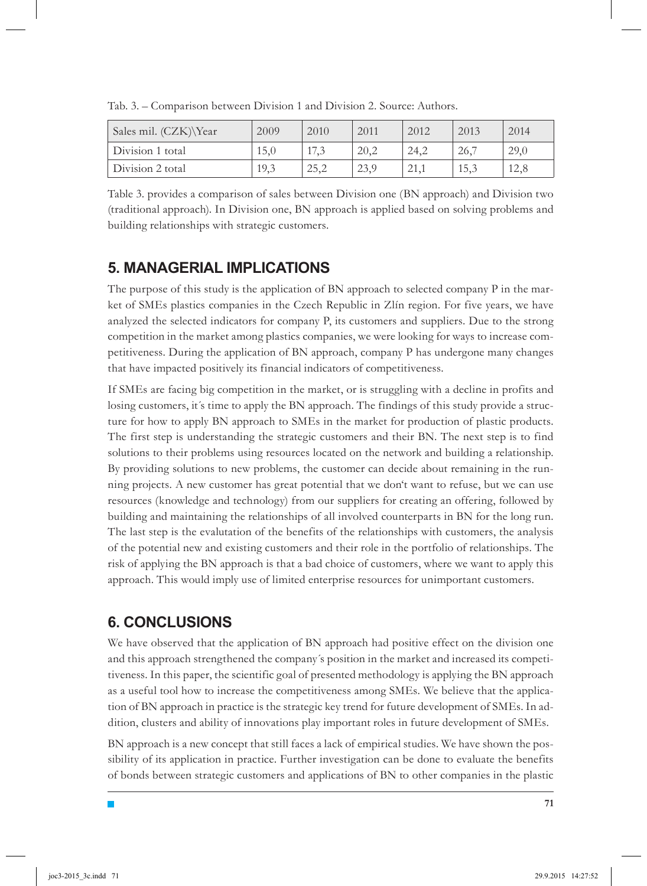Tab. 3. – Comparison between Division 1 and Division 2. Source: Authors.

| Sales mil. (CZK)\Year | 2009 | 2010 | 2011 | 2012 | 2013 | 2014 |
|---|---|---|---|---|---|---|
| Division 1 total | 15,0 | 17,3 | 20,2 | 24,2 | 26,7 | 29,0 |
| Division 2 total | 19,3 | 25,2 | 23,9 | 21,1 | 15,3 | 12,8 |

Table 3. provides a comparison of sales between Division one (BN approach) and Division two (traditional approach). In Division one, BN approach is applied based on solving problems and building relationships with strategic customers.

## 5. MANAGERIAL IMPLICATIONS

The purpose of this study is the application of BN approach to selected company P in the market of SMEs plastics companies in the Czech Republic in Zlín region. For five years, we have analyzed the selected indicators for company P, its customers and suppliers. Due to the strong competition in the market among plastics companies, we were looking for ways to increase competitiveness. During the application of BN approach, company P has undergone many changes that have impacted positively its financial indicators of competitiveness.

If SMEs are facing big competition in the market, or is struggling with a decline in profits and losing customers, it´s time to apply the BN approach. The findings of this study provide a structure for how to apply BN approach to SMEs in the market for production of plastic products. The first step is understanding the strategic customers and their BN. The next step is to find solutions to their problems using resources located on the network and building a relationship. By providing solutions to new problems, the customer can decide about remaining in the running projects. A new customer has great potential that we don't want to refuse, but we can use resources (knowledge and technology) from our suppliers for creating an offering, followed by building and maintaining the relationships of all involved counterparts in BN for the long run. The last step is the evalutation of the benefits of the relationships with customers, the analysis of the potential new and existing customers and their role in the portfolio of relationships. The risk of applying the BN approach is that a bad choice of customers, where we want to apply this approach. This would imply use of limited enterprise resources for unimportant customers.

## 6. CONCLUSIONS

We have observed that the application of BN approach had positive effect on the division one and this approach strengthened the company´s position in the market and increased its competitiveness. In this paper, the scientific goal of presented methodology is applying the BN approach as a useful tool how to increase the competitiveness among SMEs. We believe that the application of BN approach in practice is the strategic key trend for future development of SMEs. In addition, clusters and ability of innovations play important roles in future development of SMEs.

BN approach is a new concept that still faces a lack of empirical studies. We have shown the possibility of its application in practice. Further investigation can be done to evaluate the benefits of bonds between strategic customers and applications of BN to other companies in the plastic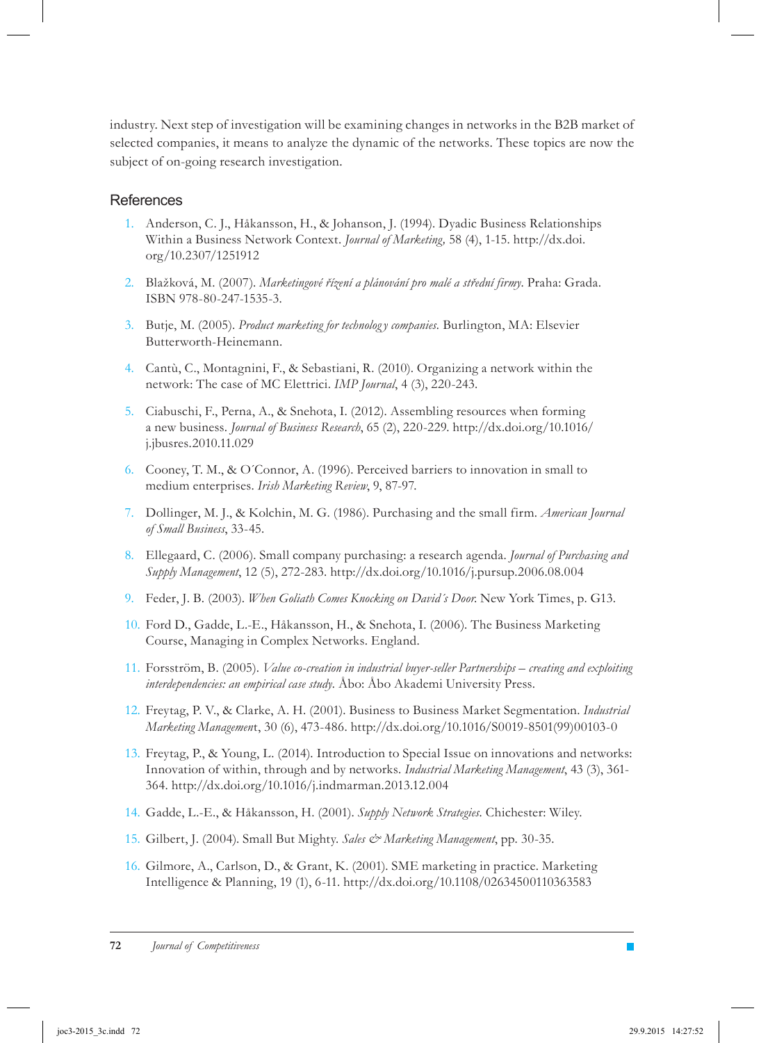industry. Next step of investigation will be examining changes in networks in the B2B market of selected companies, it means to analyze the dynamic of the networks. These topics are now the subject of on-going research investigation.

## References

1. Anderson, C. J., Håkansson, H., & Johanson, J. (1994). Dyadic Business Relationships Within a Business Network Context. *Journal of Marketing,* 58 (4), 1-15. http://dx.doi.org/10.2307/1251912
2. Blažková, M. (2007). *Marketingové řízení a plánování pro malé a střední firmy.* Praha: Grada. ISBN 978-80-247-1535-3.
3. Butje, M. (2005). *Product marketing for technology companies.* Burlington, MA: Elsevier Butterworth-Heinemann.
4. Cantù, C., Montagnini, F., & Sebastiani, R. (2010). Organizing a network within the network: The case of MC Elettrici. *IMP Journal*, 4 (3), 220-243.
5. Ciabuschi, F., Perna, A., & Snehota, I. (2012). Assembling resources when forming a new business. *Journal of Business Research*, 65 (2), 220-229. http://dx.doi.org/10.1016/j.jbusres.2010.11.029
6. Cooney, T. M., & O´Connor, A. (1996). Perceived barriers to innovation in small to medium enterprises. *Irish Marketing Review*, 9, 87-97.
7. Dollinger, M. J., & Kolchin, M. G. (1986). Purchasing and the small firm. *American Journal of Small Business*, 33-45.
8. Ellegaard, C. (2006). Small company purchasing: a research agenda. *Journal of Purchasing and Supply Management*, 12 (5), 272-283. http://dx.doi.org/10.1016/j.pursup.2006.08.004
9. Feder, J. B. (2003). *When Goliath Comes Knocking on David´s Door.* New York Times, p. G13.
10. Ford D., Gadde, L.-E., Håkansson, H., & Snehota, I. (2006). The Business Marketing Course, Managing in Complex Networks. England.
11. Forsström, B. (2005). *Value co-creation in industrial buyer-seller Partnerships – creating and exploiting interdependencies: an empirical case study.* Åbo: Åbo Akademi University Press.
12. Freytag, P. V., & Clarke, A. H. (2001). Business to Business Market Segmentation. *Industrial Marketing Management*, 30 (6), 473-486. http://dx.doi.org/10.1016/S0019-8501(99)00103-0
13. Freytag, P., & Young, L. (2014). Introduction to Special Issue on innovations and networks: Innovation of within, through and by networks. *Industrial Marketing Management*, 43 (3), 361-364. http://dx.doi.org/10.1016/j.indmarman.2013.12.004
14. Gadde, L.-E., & Håkansson, H. (2001). *Supply Network Strategies.* Chichester: Wiley.
15. Gilbert, J. (2004). Small But Mighty. *Sales & Marketing Management*, pp. 30-35.
16. Gilmore, A., Carlson, D., & Grant, K. (2001). SME marketing in practice. Marketing Intelligence & Planning, 19 (1), 6-11. http://dx.doi.org/10.1108/02634500110363583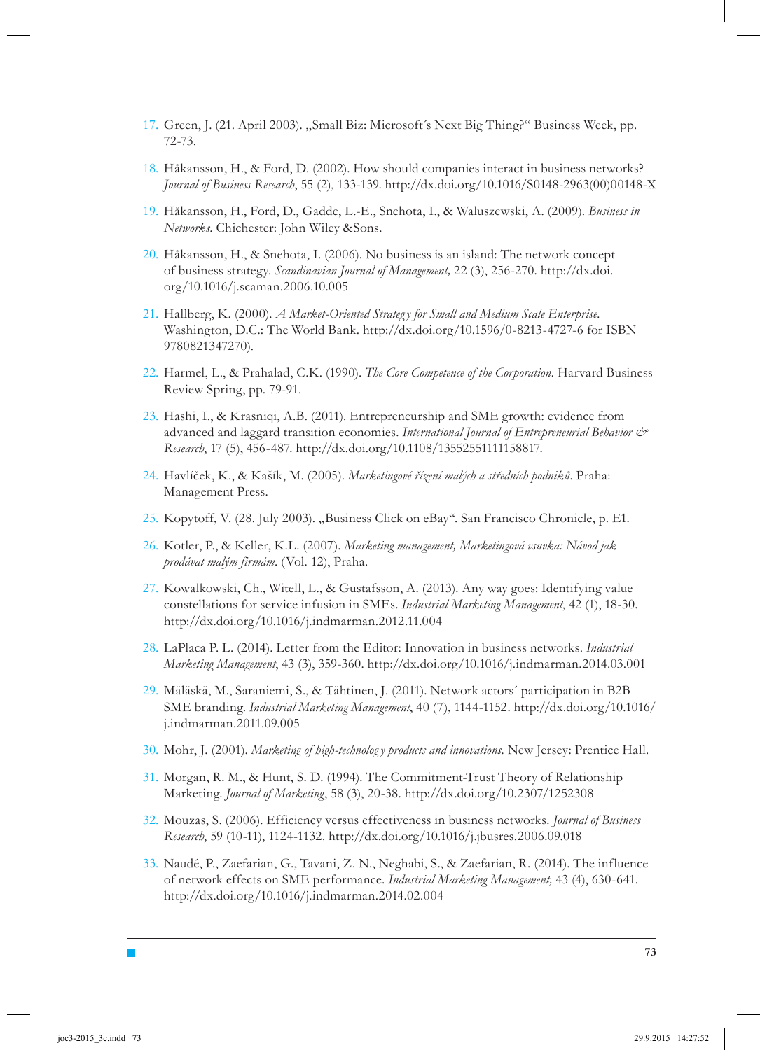17. Green, J. (21. April 2003). „Small Biz: Microsoft´s Next Big Thing?" Business Week, pp. 72-73.

18. Håkansson, H., & Ford, D. (2002). How should companies interact in business networks? *Journal of Business Research*, 55 (2), 133-139. http://dx.doi.org/10.1016/S0148-2963(00)00148-X

19. Håkansson, H., Ford, D., Gadde, L.-E., Snehota, I., & Waluszewski, A. (2009). *Business in Networks*. Chichester: John Wiley &Sons.

20. Håkansson, H., & Snehota, I. (2006). No business is an island: The network concept of business strategy. *Scandinavian Journal of Management,* 22 (3), 256-270. http://dx.doi.org/10.1016/j.scaman.2006.10.005

21. Hallberg, K. (2000). *A Market-Oriented Strategy for Small and Medium Scale Enterprise.* Washington, D.C.: The World Bank. http://dx.doi.org/10.1596/0-8213-4727-6 for ISBN 9780821347270).

22. Harmel, L., & Prahalad, C.K. (1990). *The Core Competence of the Corporation.* Harvard Business Review Spring, pp. 79-91.

23. Hashi, I., & Krasniqi, A.B. (2011). Entrepreneurship and SME growth: evidence from advanced and laggard transition economies. *International Journal of Entrepreneurial Behavior & Research*, 17 (5), 456-487. http://dx.doi.org/10.1108/13552551111158817.

24. Havlíček, K., & Kašík, M. (2005). *Marketingové řízení malých a středních podniků.* Praha: Management Press.

25. Kopytoff, V. (28. July 2003). „Business Click on eBay". San Francisco Chronicle, p. E1.

26. Kotler, P., & Keller, K.L. (2007). *Marketing management, Marketingová vsuvka: Návod jak prodávat malým firmám.* (Vol. 12), Praha.

27. Kowalkowski, Ch., Witell, L., & Gustafsson, A. (2013). Any way goes: Identifying value constellations for service infusion in SMEs. *Industrial Marketing Management*, 42 (1), 18-30. http://dx.doi.org/10.1016/j.indmarman.2012.11.004

28. LaPlaca P. L. (2014). Letter from the Editor: Innovation in business networks. *Industrial Marketing Management*, 43 (3), 359-360. http://dx.doi.org/10.1016/j.indmarman.2014.03.001

29. Mäläskä, M., Saraniemi, S., & Tähtinen, J. (2011). Network actors´ participation in B2B SME branding. *Industrial Marketing Management*, 40 (7), 1144-1152. http://dx.doi.org/10.1016/j.indmarman.2011.09.005

30. Mohr, J. (2001). *Marketing of high-technology products and innovations.* New Jersey: Prentice Hall.

31. Morgan, R. M., & Hunt, S. D. (1994). The Commitment-Trust Theory of Relationship Marketing. *Journal of Marketing*, 58 (3), 20-38. http://dx.doi.org/10.2307/1252308

32. Mouzas, S. (2006). Efficiency versus effectiveness in business networks. *Journal of Business Research*, 59 (10-11), 1124-1132. http://dx.doi.org/10.1016/j.jbusres.2006.09.018

33. Naudé, P., Zaefarian, G., Tavani, Z. N., Neghabi, S., & Zaefarian, R. (2014). The influence of network effects on SME performance. *Industrial Marketing Management,* 43 (4), 630-641. http://dx.doi.org/10.1016/j.indmarman.2014.02.004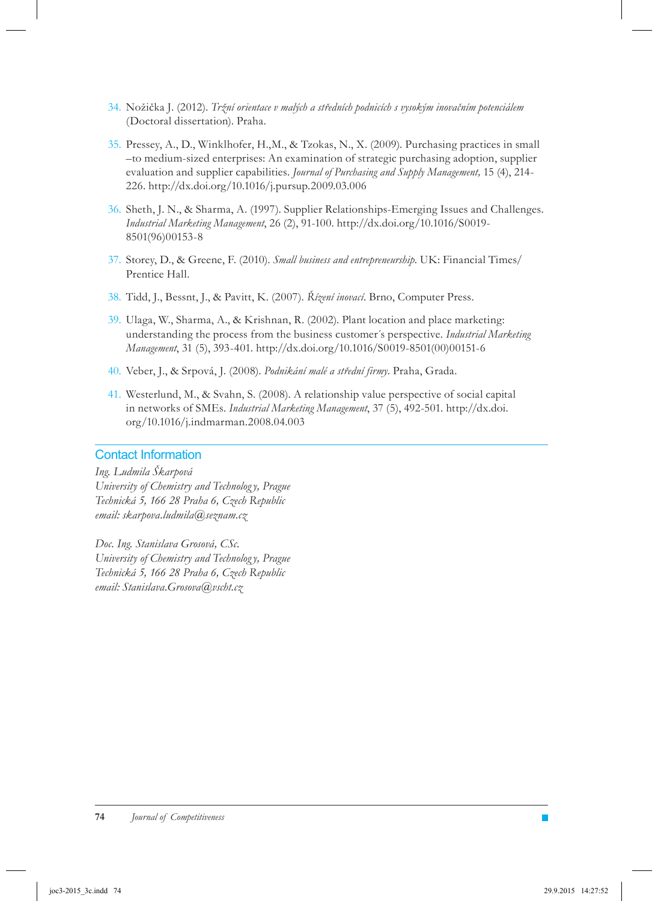34. Nožička J. (2012). *Tržní orientace v malých a středních podnicích s vysokým inovačním potenciálem* (Doctoral dissertation). Praha.

35. Pressey, A., D., Winklhofer, H.,M., & Tzokas, N., X. (2009). Purchasing practices in small –to medium-sized enterprises: An examination of strategic purchasing adoption, supplier evaluation and supplier capabilities. *Journal of Purchasing and Supply Management,* 15 (4), 214-226. http://dx.doi.org/10.1016/j.pursup.2009.03.006

36. Sheth, J. N., & Sharma, A. (1997). Supplier Relationships-Emerging Issues and Challenges. *Industrial Marketing Management*, 26 (2), 91-100. http://dx.doi.org/10.1016/S0019-8501(96)00153-8

37. Storey, D., & Greene, F. (2010). *Small business and entrepreneurship*. UK: Financial Times/ Prentice Hall.

38. Tidd, J., Bessnt, J., & Pavitt, K. (2007). *Řízení inovací*. Brno, Computer Press.

39. Ulaga, W., Sharma, A., & Krishnan, R. (2002). Plant location and place marketing: understanding the process from the business customer´s perspective. *Industrial Marketing Management*, 31 (5), 393-401. http://dx.doi.org/10.1016/S0019-8501(00)00151-6

40. Veber, J., & Srpová, J. (2008). *Podnikání malé a střední firmy*. Praha, Grada.

41. Westerlund, M., & Svahn, S. (2008). A relationship value perspective of social capital in networks of SMEs. *Industrial Marketing Management*, 37 (5), 492-501. http://dx.doi.org/10.1016/j.indmarman.2008.04.003

## Contact Information

*Ing. Ludmila Škarpová*
*University of Chemistry and Technology, Prague*
*Technická 5, 166 28 Praha 6, Czech Republic*
*email: skarpova.ludmila@seznam.cz*

*Doc. Ing. Stanislava Grosová, CSc.*
*University of Chemistry and Technology, Prague*
*Technická 5, 166 28 Praha 6, Czech Republic*
*email: Stanislava.Grosova@vscht.cz*